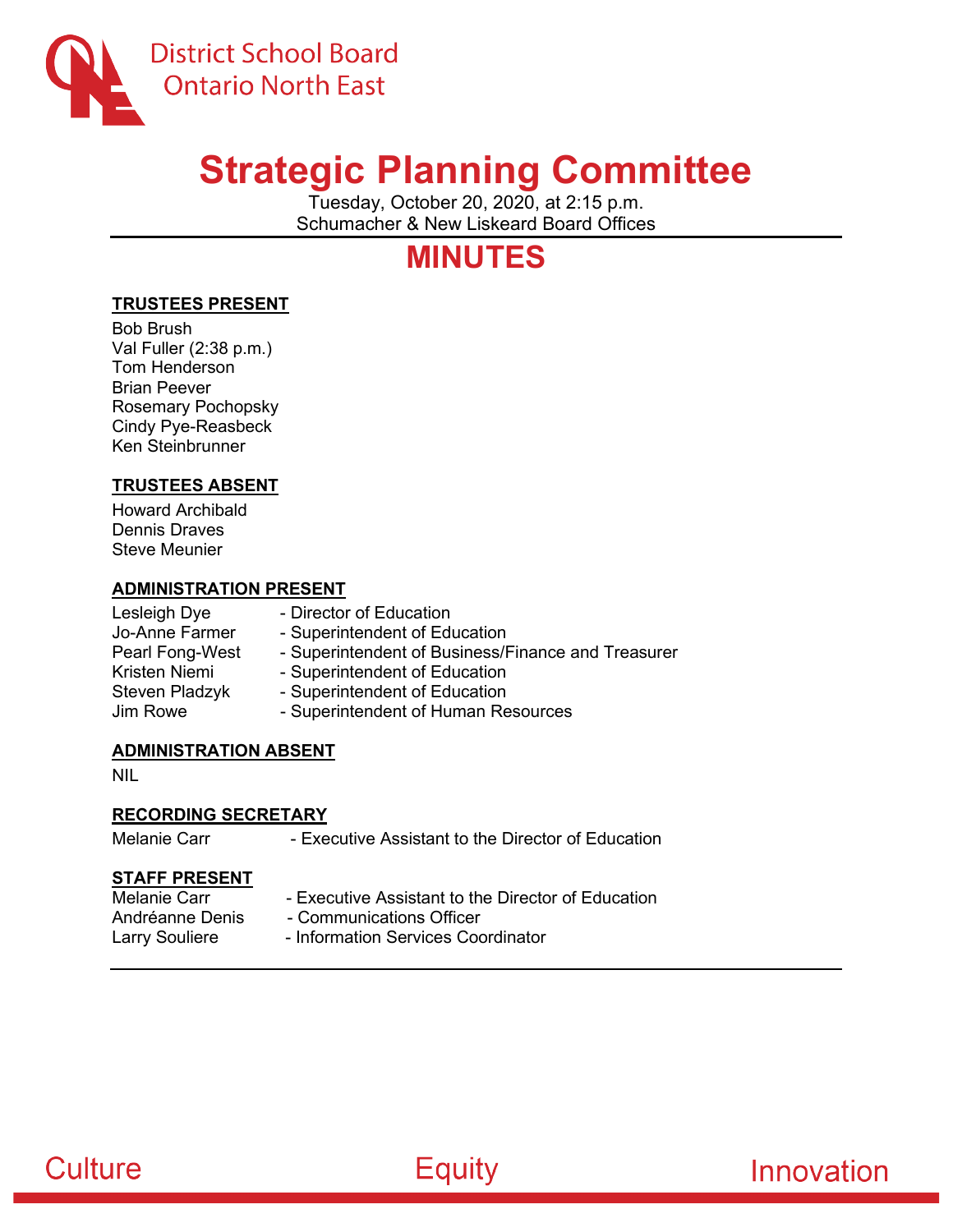District School Board
Ontario North East

# Strategic Planning Committee

Tuesday, October 20, 2020, at 2:15 p.m.
Schumacher & New Liskeard Board Offices

# MINUTES

**TRUSTEES PRESENT**

Bob Brush
Val Fuller (2:38 p.m.)
Tom Henderson
Brian Peever
Rosemary Pochopsky
Cindy Pye-Reasbeck
Ken Steinbrunner

**TRUSTEES ABSENT**

Howard Archibald
Dennis Draves
Steve Meunier

**ADMINISTRATION PRESENT**

| | |
|---|---|
| Lesleigh Dye | - Director of Education |
| Jo-Anne Farmer | - Superintendent of Education |
| Pearl Fong-West | - Superintendent of Business/Finance and Treasurer |
| Kristen Niemi | - Superintendent of Education |
| Steven Pladzyk | - Superintendent of Education |
| Jim Rowe | - Superintendent of Human Resources |

**ADMINISTRATION ABSENT**

NIL

**RECORDING SECRETARY**

Melanie Carr - Executive Assistant to the Director of Education

**STAFF PRESENT**

| | |
|---|---|
| Melanie Carr | - Executive Assistant to the Director of Education |
| Andréanne Denis | - Communications Officer |
| Larry Souliere | - Information Services Coordinator |

Culture Equity Innovation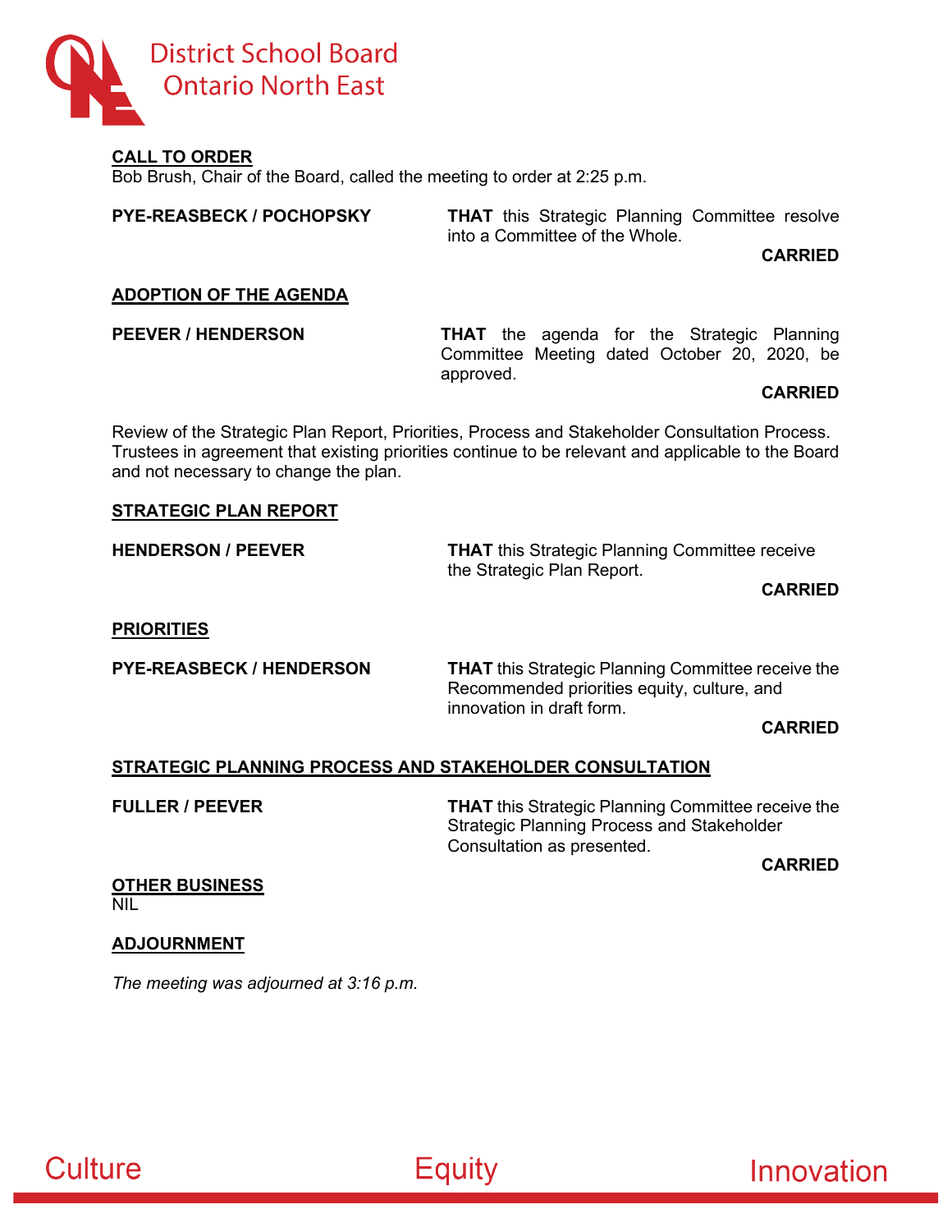## CALL TO ORDER

Bob Brush, Chair of the Board, called the meeting to order at 2:25 p.m.

**PYE-REASBECK / POCHOPSKY**

**THAT** this Strategic Planning Committee resolve into a Committee of the Whole.

**CARRIED**

## ADOPTION OF THE AGENDA

**PEEVER / HENDERSON**

**THAT** the agenda for the Strategic Planning Committee Meeting dated October 20, 2020, be approved.

**CARRIED**

Review of the Strategic Plan Report, Priorities, Process and Stakeholder Consultation Process. Trustees in agreement that existing priorities continue to be relevant and applicable to the Board and not necessary to change the plan.

## STRATEGIC PLAN REPORT

**HENDERSON / PEEVER**

**THAT** this Strategic Planning Committee receive the Strategic Plan Report.

**CARRIED**

## PRIORITIES

**PYE-REASBECK / HENDERSON**

**THAT** this Strategic Planning Committee receive the Recommended priorities equity, culture, and innovation in draft form.

**CARRIED**

## STRATEGIC PLANNING PROCESS AND STAKEHOLDER CONSULTATION

**FULLER / PEEVER**

**THAT** this Strategic Planning Committee receive the Strategic Planning Process and Stakeholder Consultation as presented.

**CARRIED**

## OTHER BUSINESS

NIL

## ADJOURNMENT

*The meeting was adjourned at 3:16 p.m.*